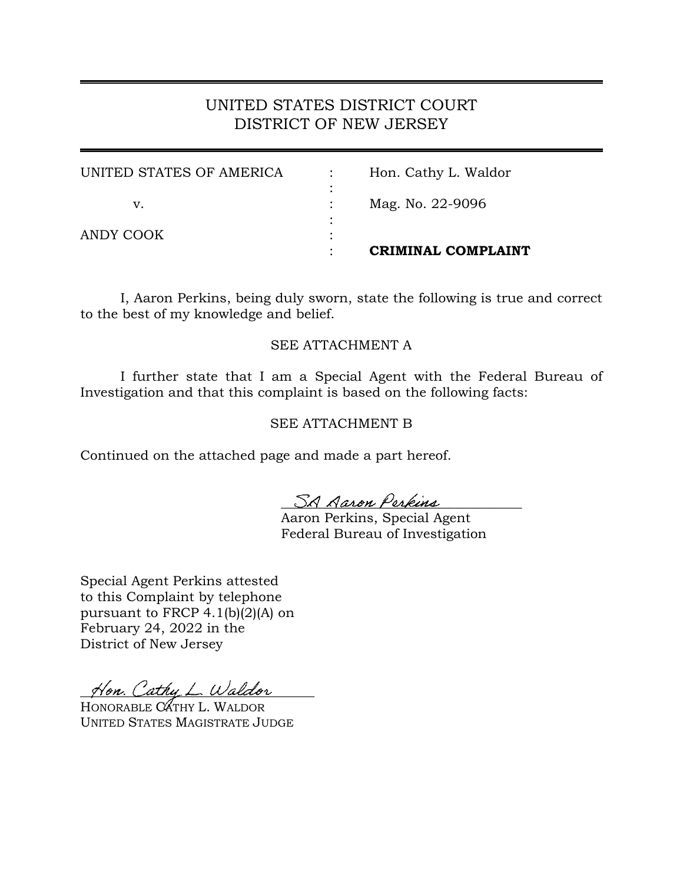# UNITED STATES DISTRICT COURT
# DISTRICT OF NEW JERSEY

| | | |
|---|---|---|
| UNITED STATES OF AMERICA | : | Hon. Cathy L. Waldor |
| v. | : | Mag. No. 22-9096 |
| ANDY COOK | : | |
| | : | **CRIMINAL COMPLAINT** |

I, Aaron Perkins, being duly sworn, state the following is true and correct to the best of my knowledge and belief.

SEE ATTACHMENT A

I further state that I am a Special Agent with the Federal Bureau of Investigation and that this complaint is based on the following facts:

SEE ATTACHMENT B

Continued on the attached page and made a part hereof.

*SA Aaron Perkins*
Aaron Perkins, Special Agent
Federal Bureau of Investigation

Special Agent Perkins attested to this Complaint by telephone pursuant to FRCP 4.1(b)(2)(A) on February 24, 2022 in the District of New Jersey

*Hon. Cathy L. Waldor*
HONORABLE CATHY L. WALDOR
UNITED STATES MAGISTRATE JUDGE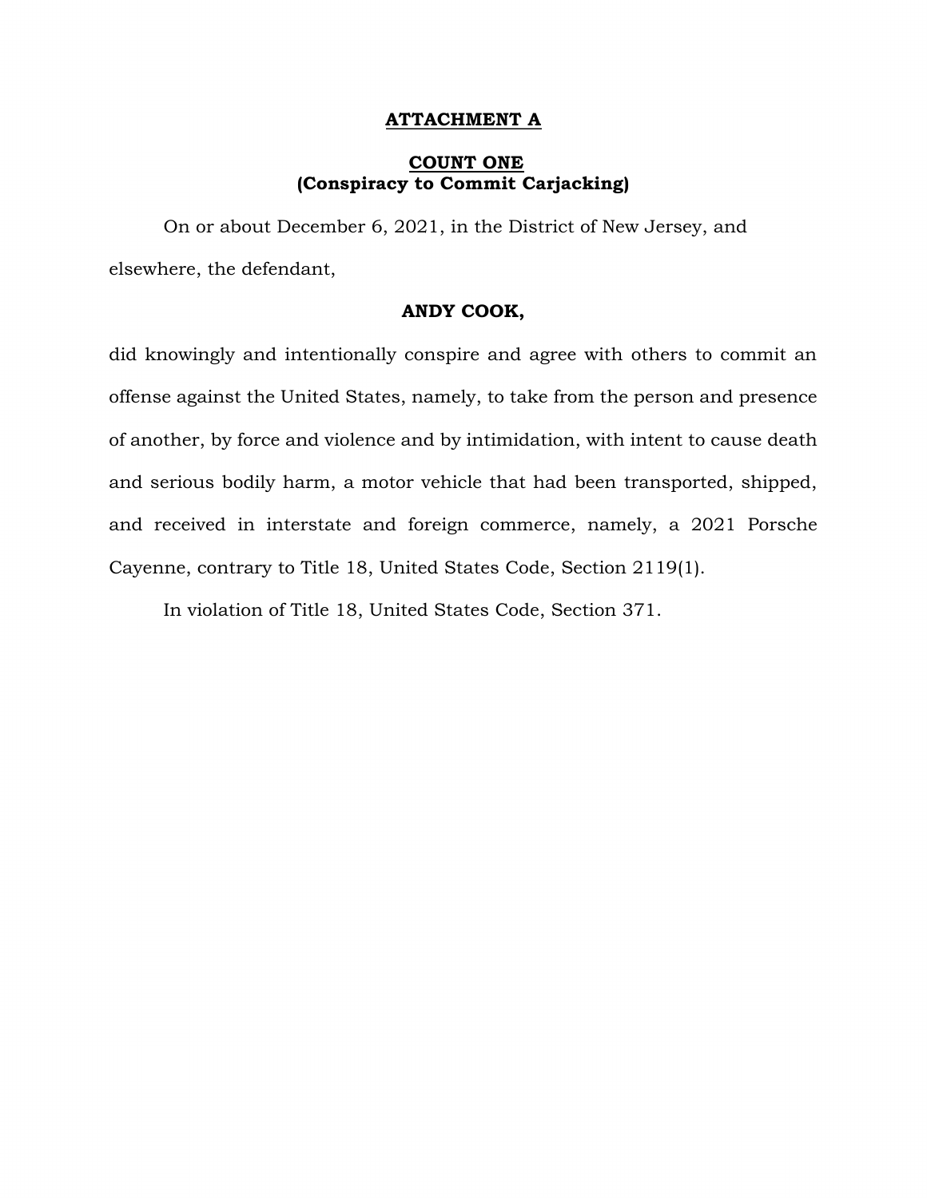**ATTACHMENT A**

**COUNT ONE**
**(Conspiracy to Commit Carjacking)**

On or about December 6, 2021, in the District of New Jersey, and elsewhere, the defendant,

**ANDY COOK,**

did knowingly and intentionally conspire and agree with others to commit an offense against the United States, namely, to take from the person and presence of another, by force and violence and by intimidation, with intent to cause death and serious bodily harm, a motor vehicle that had been transported, shipped, and received in interstate and foreign commerce, namely, a 2021 Porsche Cayenne, contrary to Title 18, United States Code, Section 2119(1).

In violation of Title 18, United States Code, Section 371.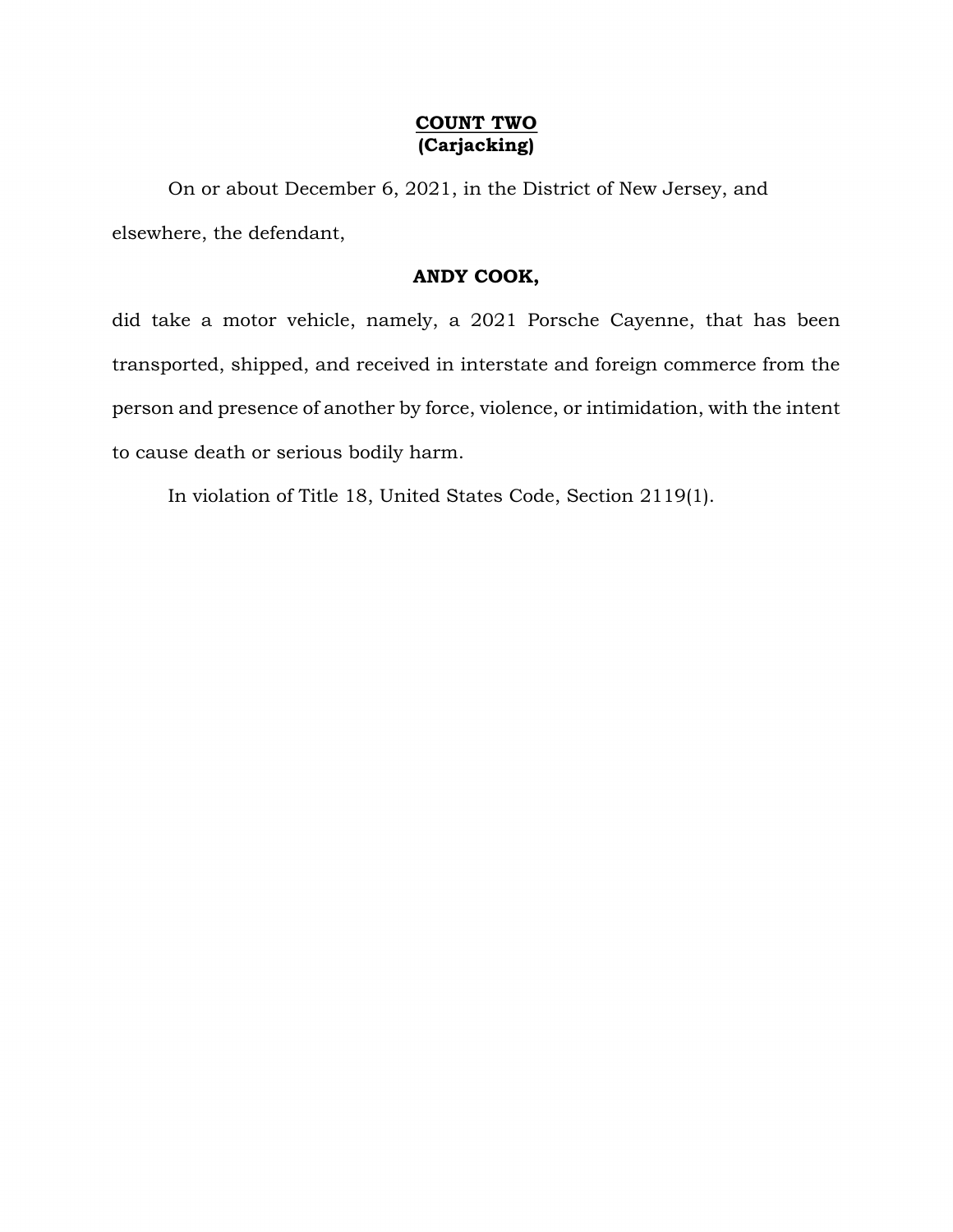**<u>COUNT TWO</u>**
**(Carjacking)**

On or about December 6, 2021, in the District of New Jersey, and elsewhere, the defendant,

**ANDY COOK,**

did take a motor vehicle, namely, a 2021 Porsche Cayenne, that has been transported, shipped, and received in interstate and foreign commerce from the person and presence of another by force, violence, or intimidation, with the intent to cause death or serious bodily harm.

In violation of Title 18, United States Code, Section 2119(1).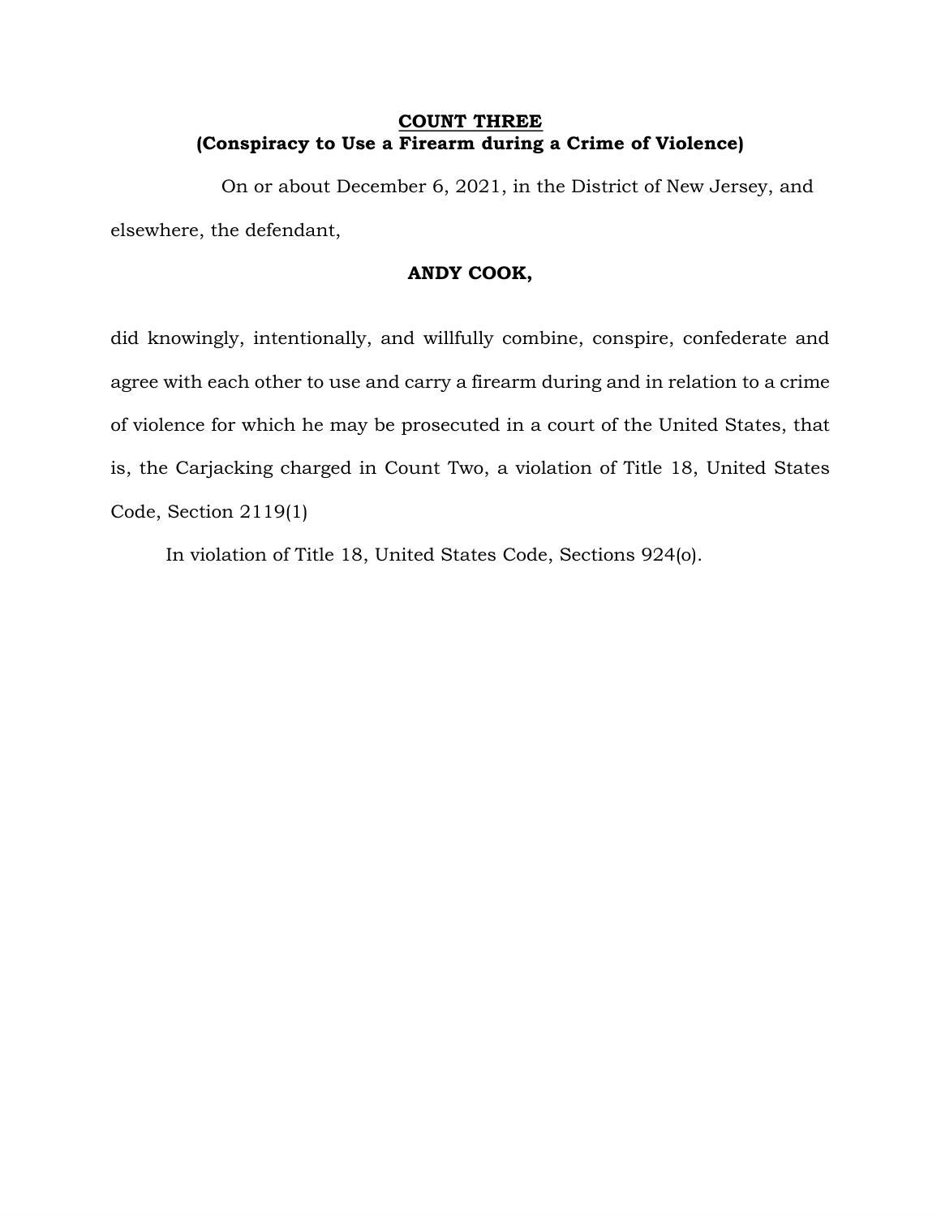**COUNT THREE**
**(Conspiracy to Use a Firearm during a Crime of Violence)**

On or about December 6, 2021, in the District of New Jersey, and elsewhere, the defendant,

**ANDY COOK,**

did knowingly, intentionally, and willfully combine, conspire, confederate and agree with each other to use and carry a firearm during and in relation to a crime of violence for which he may be prosecuted in a court of the United States, that is, the Carjacking charged in Count Two, a violation of Title 18, United States Code, Section 2119(1)

In violation of Title 18, United States Code, Sections 924(o).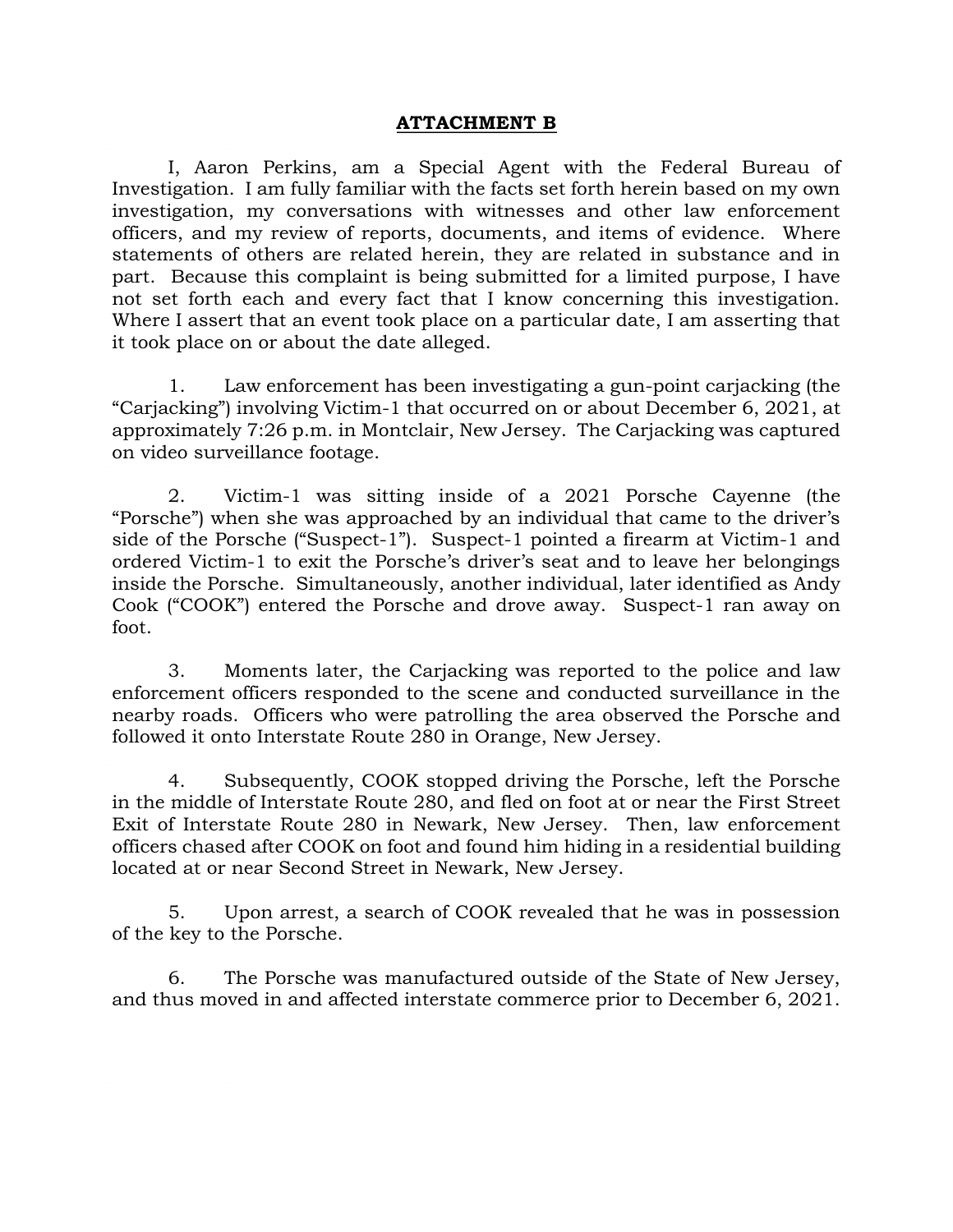## ATTACHMENT B

I, Aaron Perkins, am a Special Agent with the Federal Bureau of Investigation. I am fully familiar with the facts set forth herein based on my own investigation, my conversations with witnesses and other law enforcement officers, and my review of reports, documents, and items of evidence. Where statements of others are related herein, they are related in substance and in part. Because this complaint is being submitted for a limited purpose, I have not set forth each and every fact that I know concerning this investigation. Where I assert that an event took place on a particular date, I am asserting that it took place on or about the date alleged.

1. Law enforcement has been investigating a gun-point carjacking (the "Carjacking") involving Victim-1 that occurred on or about December 6, 2021, at approximately 7:26 p.m. in Montclair, New Jersey. The Carjacking was captured on video surveillance footage.

2. Victim-1 was sitting inside of a 2021 Porsche Cayenne (the "Porsche") when she was approached by an individual that came to the driver's side of the Porsche ("Suspect-1"). Suspect-1 pointed a firearm at Victim-1 and ordered Victim-1 to exit the Porsche's driver's seat and to leave her belongings inside the Porsche. Simultaneously, another individual, later identified as Andy Cook ("COOK") entered the Porsche and drove away. Suspect-1 ran away on foot.

3. Moments later, the Carjacking was reported to the police and law enforcement officers responded to the scene and conducted surveillance in the nearby roads. Officers who were patrolling the area observed the Porsche and followed it onto Interstate Route 280 in Orange, New Jersey.

4. Subsequently, COOK stopped driving the Porsche, left the Porsche in the middle of Interstate Route 280, and fled on foot at or near the First Street Exit of Interstate Route 280 in Newark, New Jersey. Then, law enforcement officers chased after COOK on foot and found him hiding in a residential building located at or near Second Street in Newark, New Jersey.

5. Upon arrest, a search of COOK revealed that he was in possession of the key to the Porsche.

6. The Porsche was manufactured outside of the State of New Jersey, and thus moved in and affected interstate commerce prior to December 6, 2021.